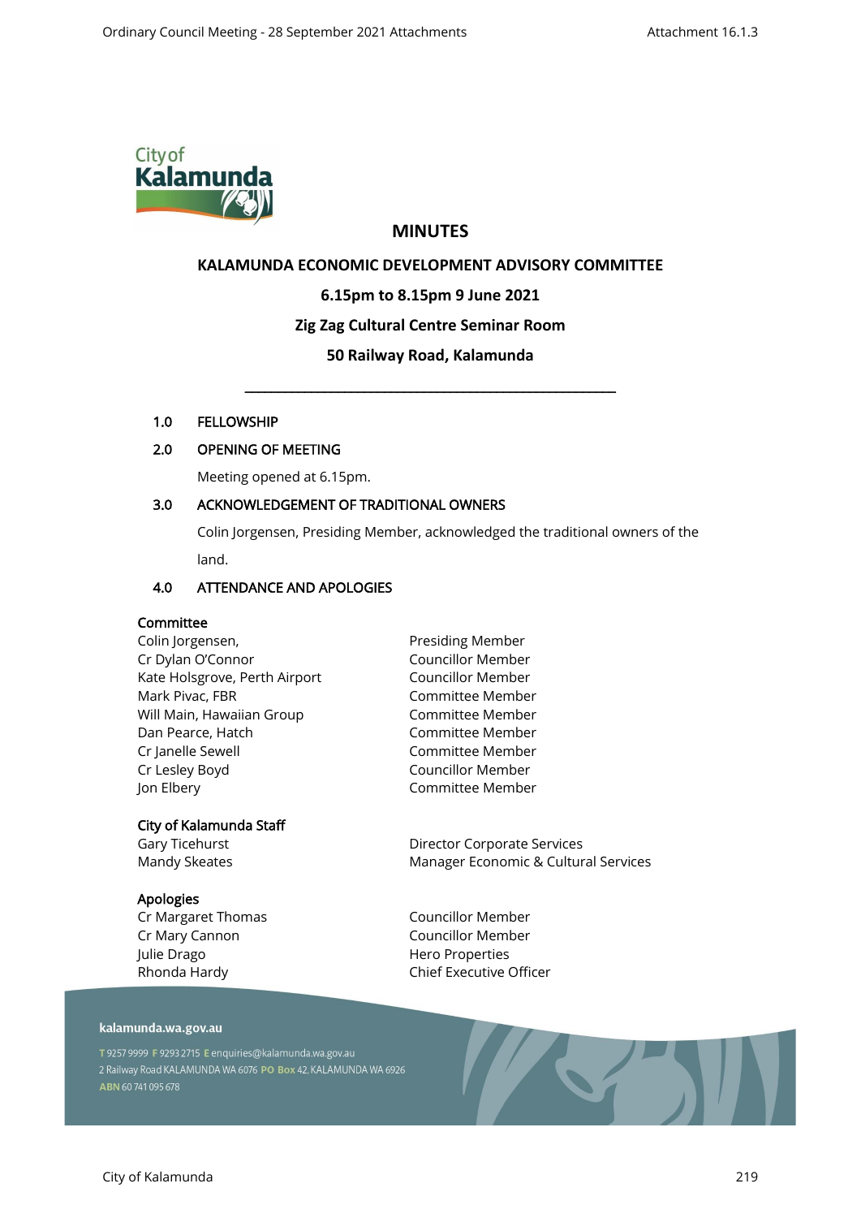# MINUTES

## KALAMUNDA ECONOMIC DEVELOPMENT ADVISORY COMMITTEE

**6.15pm to 8.15pm 9 June 2021**

**Zig Zag Cultural Centre Seminar Room**

**50 Railway Road, Kalamunda**

---

## 1.0 FELLOWSHIP

## 2.0 OPENING OF MEETING

Meeting opened at 6.15pm.

## 3.0 ACKNOWLEDGEMENT OF TRADITIONAL OWNERS

Colin Jorgensen, Presiding Member, acknowledged the traditional owners of the land.

## 4.0 ATTENDANCE AND APOLOGIES

**Committee**

| | |
|---|---|
| Colin Jorgensen, | Presiding Member |
| Cr Dylan O'Connor | Councillor Member |
| Kate Holsgrove, Perth Airport | Councillor Member |
| Mark Pivac, FBR | Committee Member |
| Will Main, Hawaiian Group | Committee Member |
| Dan Pearce, Hatch | Committee Member |
| Cr Janelle Sewell | Committee Member |
| Cr Lesley Boyd | Councillor Member |
| Jon Elbery | Committee Member |

**City of Kalamunda Staff**

| | |
|---|---|
| Gary Ticehurst | Director Corporate Services |
| Mandy Skeates | Manager Economic & Cultural Services |

**Apologies**

| | |
|---|---|
| Cr Margaret Thomas | Councillor Member |
| Cr Mary Cannon | Councillor Member |
| Julie Drago | Hero Properties |
| Rhonda Hardy | Chief Executive Officer |

kalamunda.wa.gov.au

T 9257 9999 F 9293 2715 E enquiries@kalamunda.wa.gov.au
2 Railway Road KALAMUNDA WA 6076 PO Box 42, KALAMUNDA WA 6926
ABN 60 741 095 678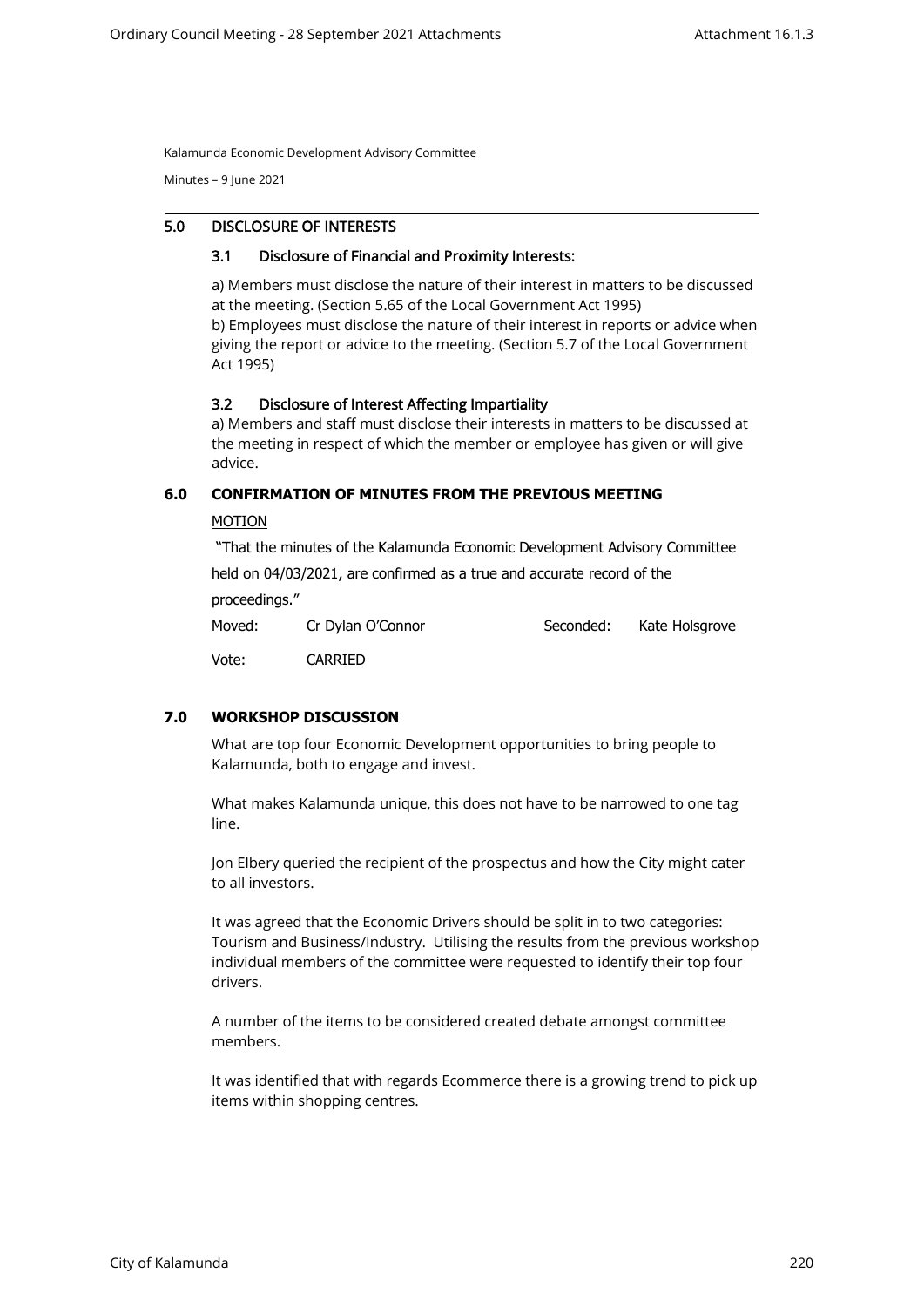Kalamunda Economic Development Advisory Committee

Minutes – 9 June 2021

## 5.0 DISCLOSURE OF INTERESTS

### 3.1 Disclosure of Financial and Proximity Interests:

a) Members must disclose the nature of their interest in matters to be discussed at the meeting. (Section 5.65 of the Local Government Act 1995)
b) Employees must disclose the nature of their interest in reports or advice when giving the report or advice to the meeting. (Section 5.7 of the Local Government Act 1995)

### 3.2 Disclosure of Interest Affecting Impartiality

a) Members and staff must disclose their interests in matters to be discussed at the meeting in respect of which the member or employee has given or will give advice.

## 6.0 CONFIRMATION OF MINUTES FROM THE PREVIOUS MEETING

MOTION

"That the minutes of the Kalamunda Economic Development Advisory Committee held on 04/03/2021, are confirmed as a true and accurate record of the proceedings."

Moved: Cr Dylan O'Connor    Seconded: Kate Holsgrove

Vote: CARRIED

## 7.0 WORKSHOP DISCUSSION

What are top four Economic Development opportunities to bring people to Kalamunda, both to engage and invest.

What makes Kalamunda unique, this does not have to be narrowed to one tag line.

Jon Elbery queried the recipient of the prospectus and how the City might cater to all investors.

It was agreed that the Economic Drivers should be split in to two categories: Tourism and Business/Industry. Utilising the results from the previous workshop individual members of the committee were requested to identify their top four drivers.

A number of the items to be considered created debate amongst committee members.

It was identified that with regards Ecommerce there is a growing trend to pick up items within shopping centres.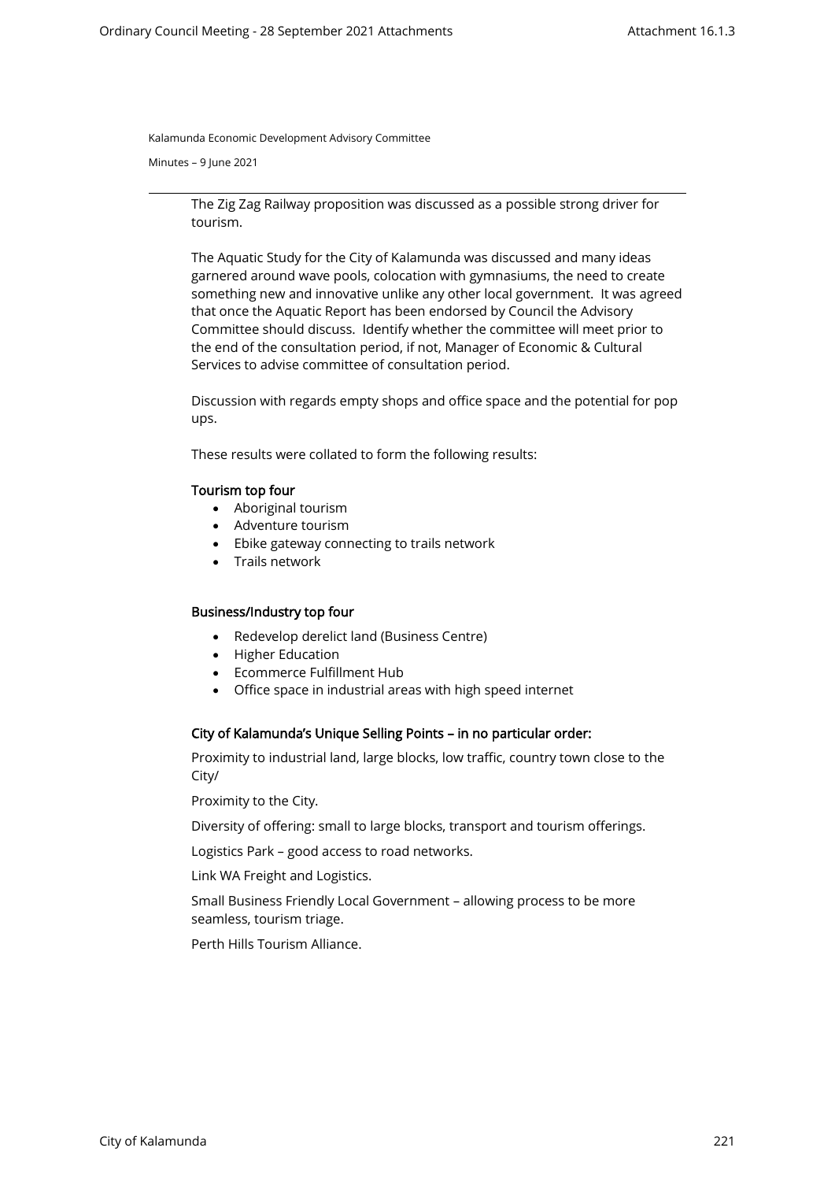The Zig Zag Railway proposition was discussed as a possible strong driver for tourism.

The Aquatic Study for the City of Kalamunda was discussed and many ideas garnered around wave pools, colocation with gymnasiums, the need to create something new and innovative unlike any other local government. It was agreed that once the Aquatic Report has been endorsed by Council the Advisory Committee should discuss. Identify whether the committee will meet prior to the end of the consultation period, if not, Manager of Economic & Cultural Services to advise committee of consultation period.

Discussion with regards empty shops and office space and the potential for pop ups.

These results were collated to form the following results:

**Tourism top four**

- Aboriginal tourism
- Adventure tourism
- Ebike gateway connecting to trails network
- Trails network

**Business/Industry top four**

- Redevelop derelict land (Business Centre)
- Higher Education
- Ecommerce Fulfillment Hub
- Office space in industrial areas with high speed internet

**City of Kalamunda's Unique Selling Points – in no particular order:**

Proximity to industrial land, large blocks, low traffic, country town close to the City/

Proximity to the City.

Diversity of offering: small to large blocks, transport and tourism offerings.

Logistics Park – good access to road networks.

Link WA Freight and Logistics.

Small Business Friendly Local Government – allowing process to be more seamless, tourism triage.

Perth Hills Tourism Alliance.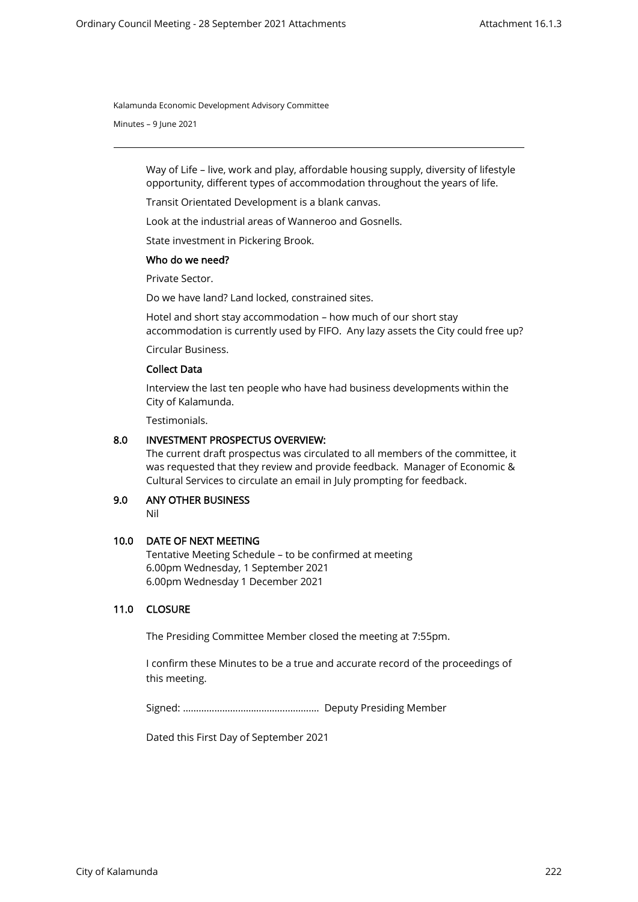Way of Life – live, work and play, affordable housing supply, diversity of lifestyle opportunity, different types of accommodation throughout the years of life.

Transit Orientated Development is a blank canvas.

Look at the industrial areas of Wanneroo and Gosnells.

State investment in Pickering Brook.

**Who do we need?**

Private Sector.

Do we have land? Land locked, constrained sites.

Hotel and short stay accommodation – how much of our short stay accommodation is currently used by FIFO. Any lazy assets the City could free up?

Circular Business.

**Collect Data**

Interview the last ten people who have had business developments within the City of Kalamunda.

Testimonials.

## 8.0 INVESTMENT PROSPECTUS OVERVIEW:

The current draft prospectus was circulated to all members of the committee, it was requested that they review and provide feedback. Manager of Economic & Cultural Services to circulate an email in July prompting for feedback.

## 9.0 ANY OTHER BUSINESS

Nil

## 10.0 DATE OF NEXT MEETING

Tentative Meeting Schedule – to be confirmed at meeting
6.00pm Wednesday, 1 September 2021
6.00pm Wednesday 1 December 2021

## 11.0 CLOSURE

The Presiding Committee Member closed the meeting at 7:55pm.

I confirm these Minutes to be a true and accurate record of the proceedings of this meeting.

Signed: …………………………………………… Deputy Presiding Member

Dated this First Day of September 2021